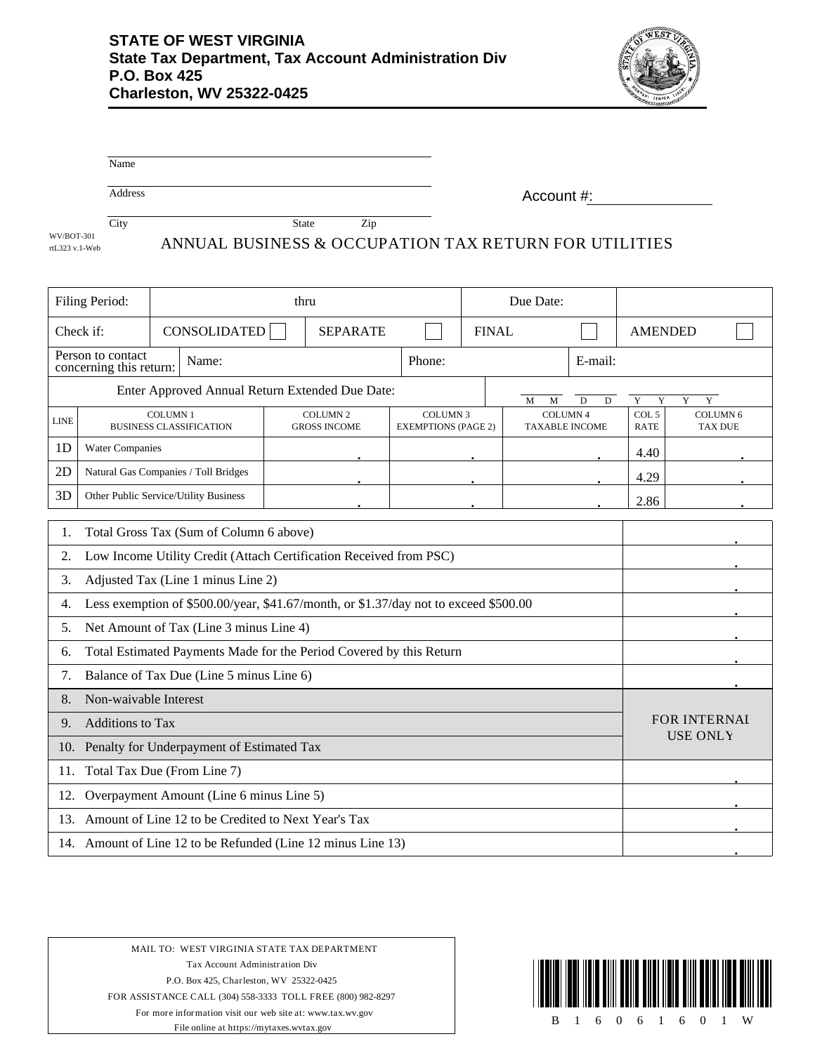**STATE OF WEST VIRGINIA**
**State Tax Department, Tax Account Administration Div**
**P.O. Box 425**
**Charleston, WV 25322-0425**

Name

Address

City State Zip

Account #:

WV/BOT-301
rtL323 v.1-Web

# ANNUAL BUSINESS & OCCUPATION TAX RETURN FOR UTILITIES

| Filing Period: | thru | | Due Date: | |
|---|---|---|---|---|
| Check if: | CONSOLIDATED ☐ | SEPARATE ☐ | FINAL ☐ | AMENDED ☐ |
| Person to contact concerning this return: | Name: | Phone: | E-mail: | |
| Enter Approved Annual Return Extended Due Date: | | | M M D D Y Y Y Y | |

| LINE | COLUMN 1 BUSINESS CLASSIFICATION | COLUMN 2 GROSS INCOME | COLUMN 3 EXEMPTIONS (PAGE 2) | COLUMN 4 TAXABLE INCOME | COL 5 RATE | COLUMN 6 TAX DUE |
|---|---|---|---|---|---|---|
| 1D | Water Companies | . | . | . | 4.40 | . |
| 2D | Natural Gas Companies / Toll Bridges | . | . | . | 4.29 | . |
| 3D | Other Public Service/Utility Business | . | . | . | 2.86 | . |

| | | |
|---|---|---|
| 1. | Total Gross Tax (Sum of Column 6 above) | . |
| 2. | Low Income Utility Credit (Attach Certification Received from PSC) | . |
| 3. | Adjusted Tax (Line 1 minus Line 2) | . |
| 4. | Less exemption of $500.00/year, $41.67/month, or $1.37/day not to exceed $500.00 | . |
| 5. | Net Amount of Tax (Line 3 minus Line 4) | . |
| 6. | Total Estimated Payments Made for the Period Covered by this Return | . |
| 7. | Balance of Tax Due (Line 5 minus Line 6) | . |
| 8. | Non-waivable Interest | FOR INTERNAL USE ONLY |
| 9. | Additions to Tax | |
| 10. | Penalty for Underpayment of Estimated Tax | |
| 11. | Total Tax Due (From Line 7) | . |
| 12. | Overpayment Amount (Line 6 minus Line 5) | . |
| 13. | Amount of Line 12 to be Credited to Next Year's Tax | . |
| 14. | Amount of Line 12 to be Refunded (Line 12 minus Line 13) | . |

MAIL TO: WEST VIRGINIA STATE TAX DEPARTMENT
Tax Account Administration Div
P.O. Box 425, Charleston, WV 25322-0425
FOR ASSISTANCE CALL (304) 558-3333 TOLL FREE (800) 982-8297
For more information visit our web site at: www.tax.wv.gov
File online at https://mytaxes.wvtax.gov

B 1 6 0 6 1 6 0 1 W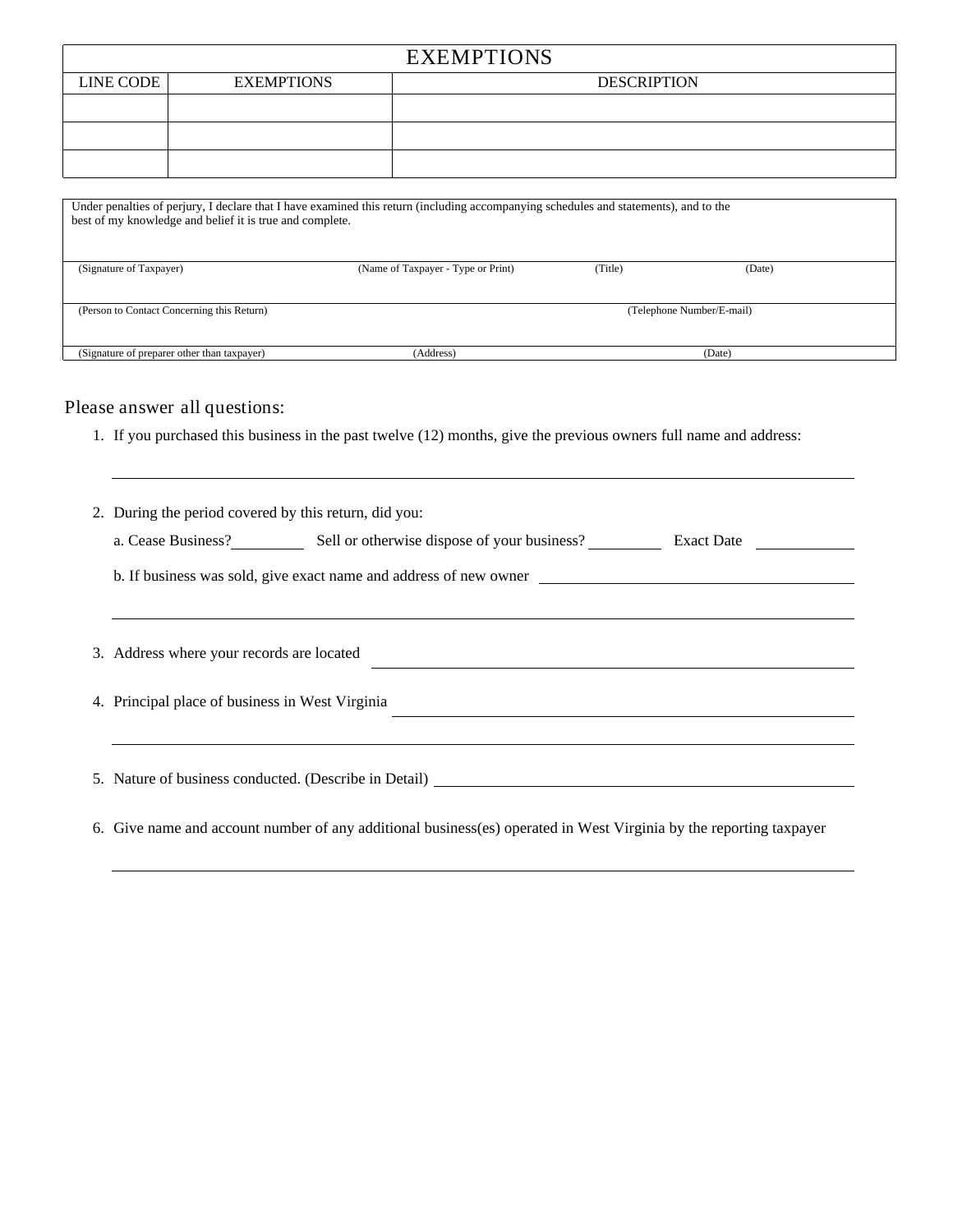| EXEMPTIONS | | |
|---|---|---|
| LINE CODE | EXEMPTIONS | DESCRIPTION |
| | | |
| | | |
| | | |

Under penalties of perjury, I declare that I have examined this return (including accompanying schedules and statements), and to the best of my knowledge and belief it is true and complete.

| | | | |
|---|---|---|---|
| (Signature of Taxpayer) | (Name of Taxpayer - Type or Print) | (Title) | (Date) |
| (Person to Contact Concerning this Return) | | (Telephone Number/E-mail) | |
| (Signature of preparer other than taxpayer) | (Address) | | (Date) |

Please answer all questions:

1. If you purchased this business in the past twelve (12) months, give the previous owners full name and address:

   ______________________________________________________________

2. During the period covered by this return, did you:

   a. Cease Business? ________ Sell or otherwise dispose of your business? ________ Exact Date ________

   b. If business was sold, give exact name and address of new owner ______________________________

   ______________________________________________________________

3. Address where your records are located ______________________________

4. Principal place of business in West Virginia ______________________________

   ______________________________________________________________

5. Nature of business conducted. (Describe in Detail) ______________________________

6. Give name and account number of any additional business(es) operated in West Virginia by the reporting taxpayer

   ______________________________________________________________